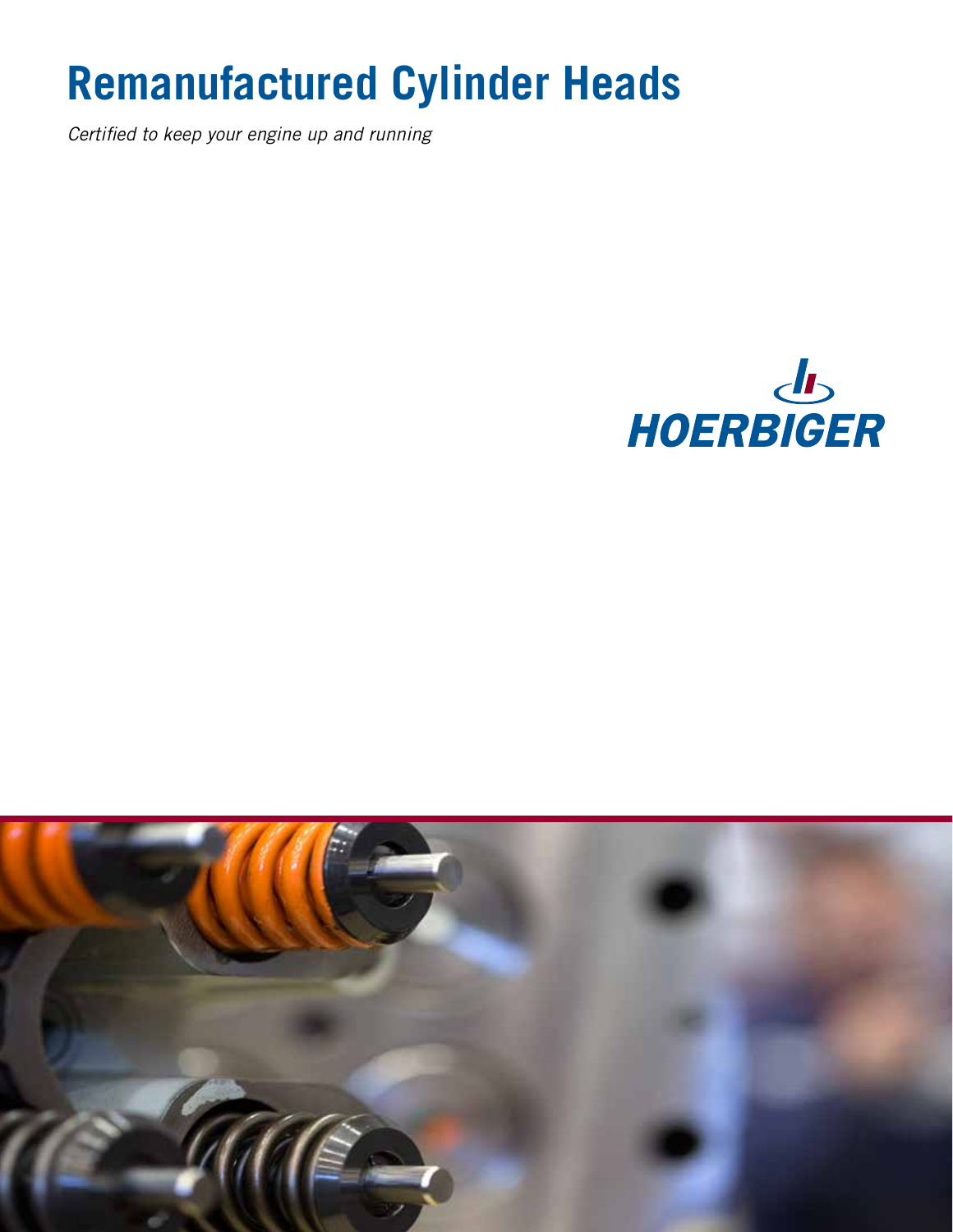# Remanufactured Cylinder Heads

*Certified to keep your engine up and running*

HOERBIGER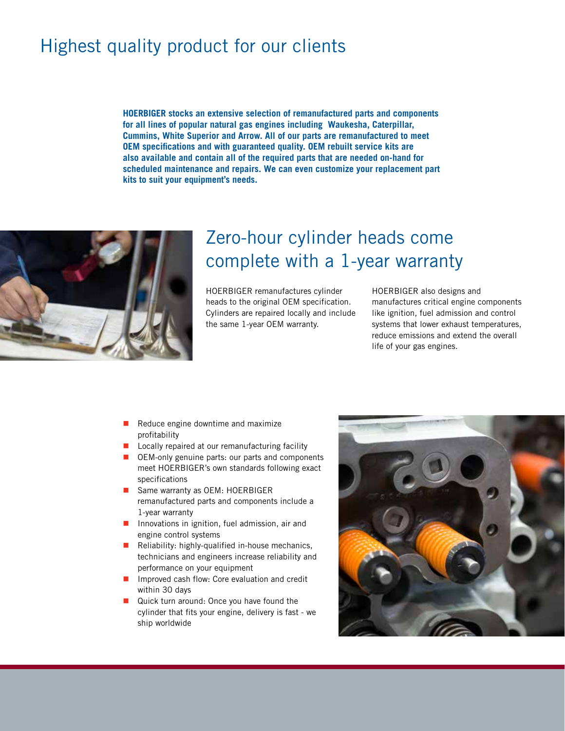# Highest quality product for our clients

**HOERBIGER stocks an extensive selection of remanufactured parts and components for all lines of popular natural gas engines including Waukesha, Caterpillar, Cummins, White Superior and Arrow. All of our parts are remanufactured to meet OEM specifications and with guaranteed quality. OEM rebuilt service kits are also available and contain all of the required parts that are needed on-hand for scheduled maintenance and repairs. We can even customize your replacement part kits to suit your equipment's needs.**

## Zero-hour cylinder heads come complete with a 1-year warranty

HOERBIGER remanufactures cylinder heads to the original OEM specification. Cylinders are repaired locally and include the same 1-year OEM warranty.

HOERBIGER also designs and manufactures critical engine components like ignition, fuel admission and control systems that lower exhaust temperatures, reduce emissions and extend the overall life of your gas engines.

- Reduce engine downtime and maximize profitability
- Locally repaired at our remanufacturing facility
- OEM-only genuine parts: our parts and components meet HOERBIGER's own standards following exact specifications
- Same warranty as OEM: HOERBIGER remanufactured parts and components include a 1-year warranty
- Innovations in ignition, fuel admission, air and engine control systems
- Reliability: highly-qualified in-house mechanics, technicians and engineers increase reliability and performance on your equipment
- Improved cash flow: Core evaluation and credit within 30 days
- Quick turn around: Once you have found the cylinder that fits your engine, delivery is fast - we ship worldwide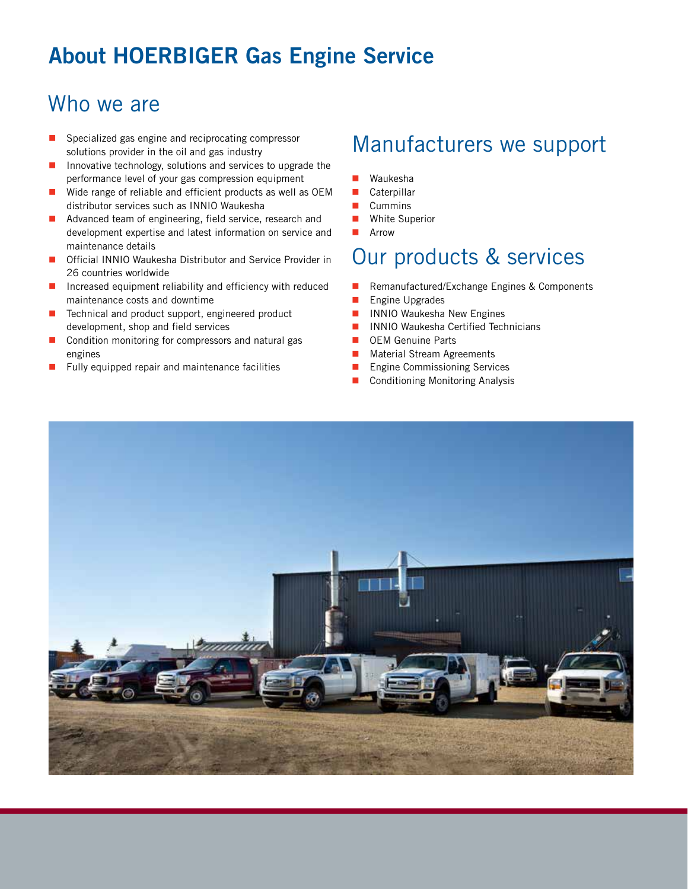# About HOERBIGER Gas Engine Service

## Who we are

- Specialized gas engine and reciprocating compressor solutions provider in the oil and gas industry
- Innovative technology, solutions and services to upgrade the performance level of your gas compression equipment
- Wide range of reliable and efficient products as well as OEM distributor services such as INNIO Waukesha
- Advanced team of engineering, field service, research and development expertise and latest information on service and maintenance details
- Official INNIO Waukesha Distributor and Service Provider in 26 countries worldwide
- Increased equipment reliability and efficiency with reduced maintenance costs and downtime
- Technical and product support, engineered product development, shop and field services
- Condition monitoring for compressors and natural gas engines
- Fully equipped repair and maintenance facilities

## Manufacturers we support

- Waukesha
- Caterpillar
- Cummins
- White Superior
- Arrow

## Our products & services

- Remanufactured/Exchange Engines & Components
- Engine Upgrades
- INNIO Waukesha New Engines
- INNIO Waukesha Certified Technicians
- OEM Genuine Parts
- Material Stream Agreements
- Engine Commissioning Services
- Conditioning Monitoring Analysis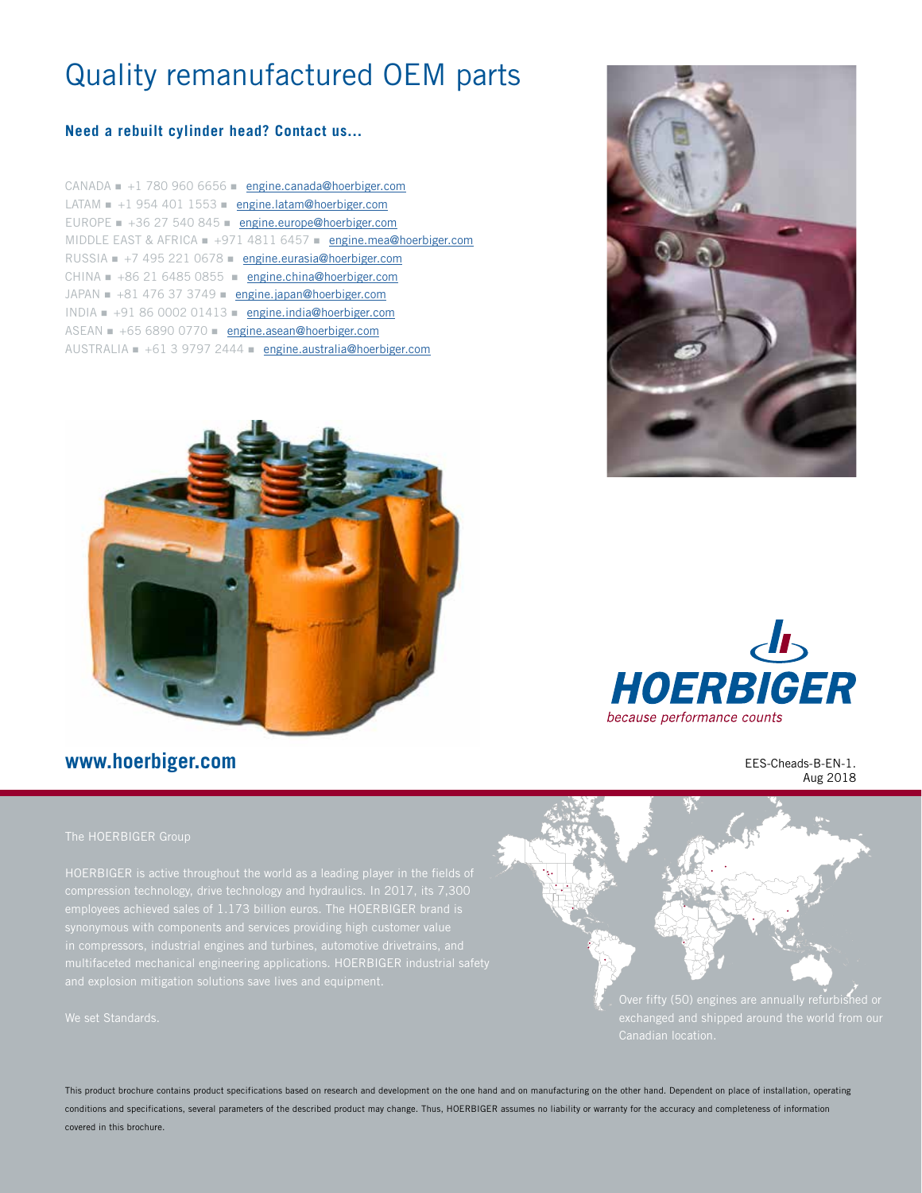# Quality remanufactured OEM parts

**Need a rebuilt cylinder head? Contact us...**

CANADA ■ +1 780 960 6656 ■ engine.canada@hoerbiger.com
LATAM ■ +1 954 401 1553 ■ engine.latam@hoerbiger.com
EUROPE ■ +36 27 540 845 ■ engine.europe@hoerbiger.com
MIDDLE EAST & AFRICA ■ +971 4811 6457 ■ engine.mea@hoerbiger.com
RUSSIA ■ +7 495 221 0678 ■ engine.eurasia@hoerbiger.com
CHINA ■ +86 21 6485 0855 ■ engine.china@hoerbiger.com
JAPAN ■ +81 476 37 3749 ■ engine.japan@hoerbiger.com
INDIA ■ +91 86 0002 01413 ■ engine.india@hoerbiger.com
ASEAN ■ +65 6890 0770 ■ engine.asean@hoerbiger.com
AUSTRALIA ■ +61 3 9797 2444 ■ engine.australia@hoerbiger.com

HOERBIGER

*because performance counts*

**www.hoerbiger.com**

EES-Cheads-B-EN-1.
Aug 2018

The HOERBIGER Group

HOERBIGER is active throughout the world as a leading player in the fields of compression technology, drive technology and hydraulics. In 2017, its 7,300 employees achieved sales of 1.173 billion euros. The HOERBIGER brand is synonymous with components and services providing high customer value in compressors, industrial engines and turbines, automotive drivetrains, and multifaceted mechanical engineering applications. HOERBIGER industrial safety and explosion mitigation solutions save lives and equipment.

We set Standards.

Over fifty (50) engines are annually refurbished or exchanged and shipped around the world from our Canadian location.

This product brochure contains product specifications based on research and development on the one hand and on manufacturing on the other hand. Dependent on place of installation, operating conditions and specifications, several parameters of the described product may change. Thus, HOERBIGER assumes no liability or warranty for the accuracy and completeness of information covered in this brochure.